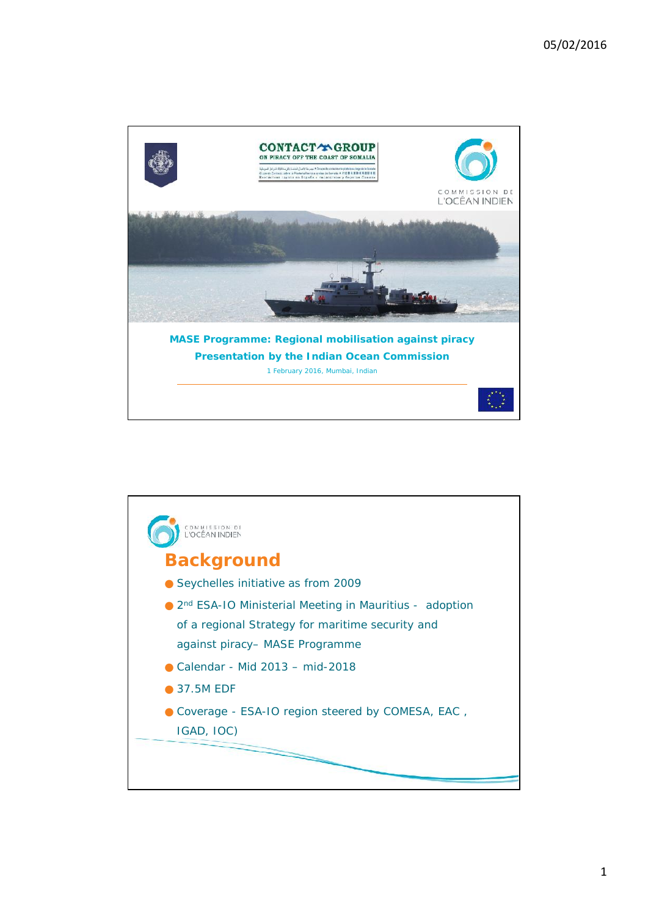CONTACT GROUP
ON PIRACY OFF THE COAST OF SOMALIA

COMMISSION DE L'OCÉAN INDIEN

**MASE Programme: Regional mobilisation against piracy**

**Presentation by the Indian Ocean Commission**

1 February 2016, Mumbai, Indian

COMMISSION DE L'OCÉAN INDIEN

## Background

- Seychelles initiative as from 2009
- 2nd ESA-IO Ministerial Meeting in Mauritius - adoption of a regional Strategy for maritime security and against piracy– MASE Programme
- Calendar - Mid 2013 – mid-2018
- 37.5M EDF
- Coverage - ESA-IO region steered by COMESA, EAC , IGAD, IOC)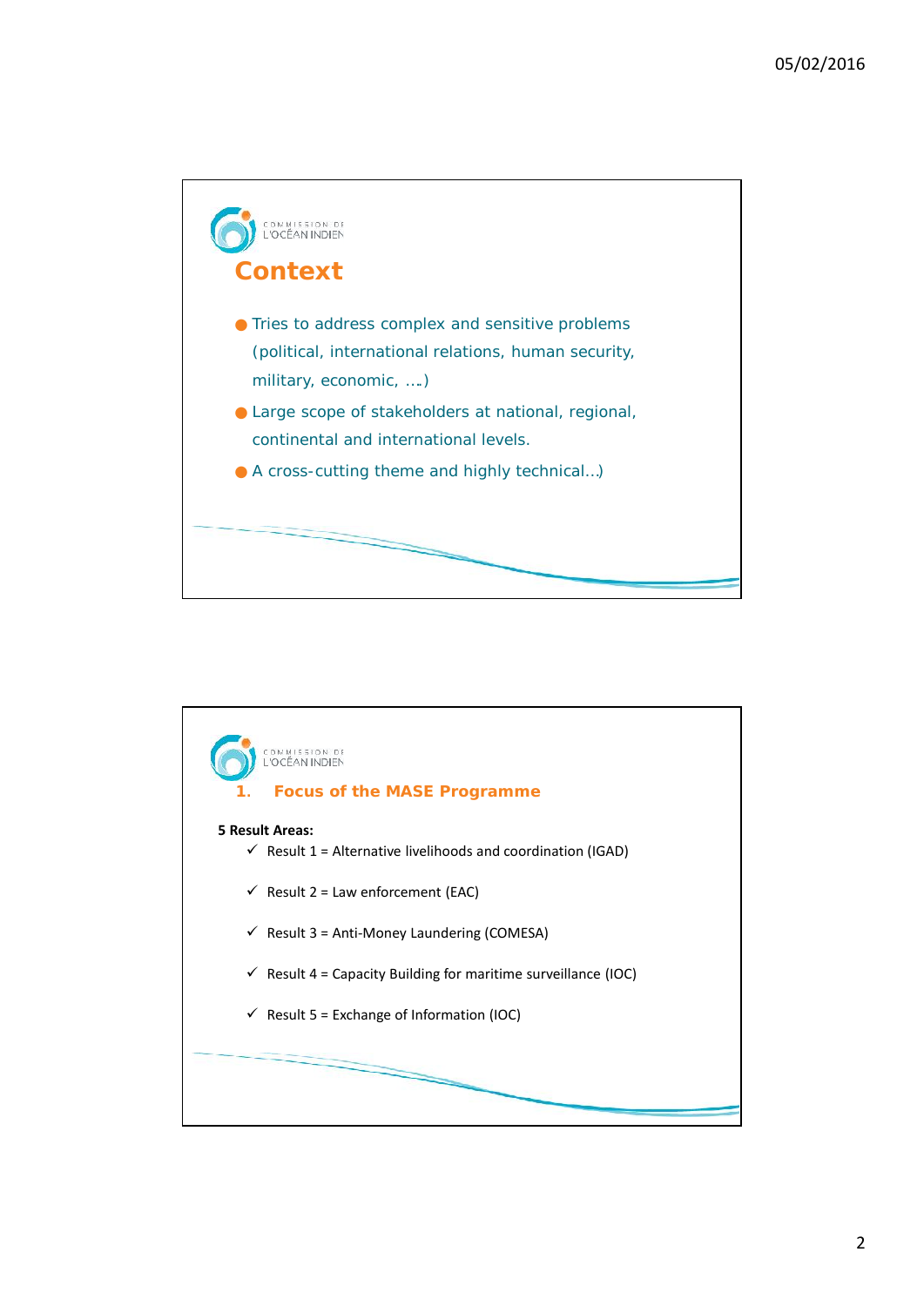COMMISSION DE L'OCÉAN INDIEN

## Context

- Tries to address complex and sensitive problems (political, international relations, human security, military, economic, ….)
- Large scope of stakeholders at national, regional, continental and international levels.
- A cross-cutting theme and highly technical…)

COMMISSION DE L'OCÉAN INDIEN

## 1. Focus of the MASE Programme

**5 Result Areas:**

- ✓ Result 1 = Alternative livelihoods and coordination (IGAD)
- ✓ Result 2 = Law enforcement (EAC)
- ✓ Result 3 = Anti-Money Laundering (COMESA)
- ✓ Result 4 = Capacity Building for maritime surveillance (IOC)
- ✓ Result 5 = Exchange of Information (IOC)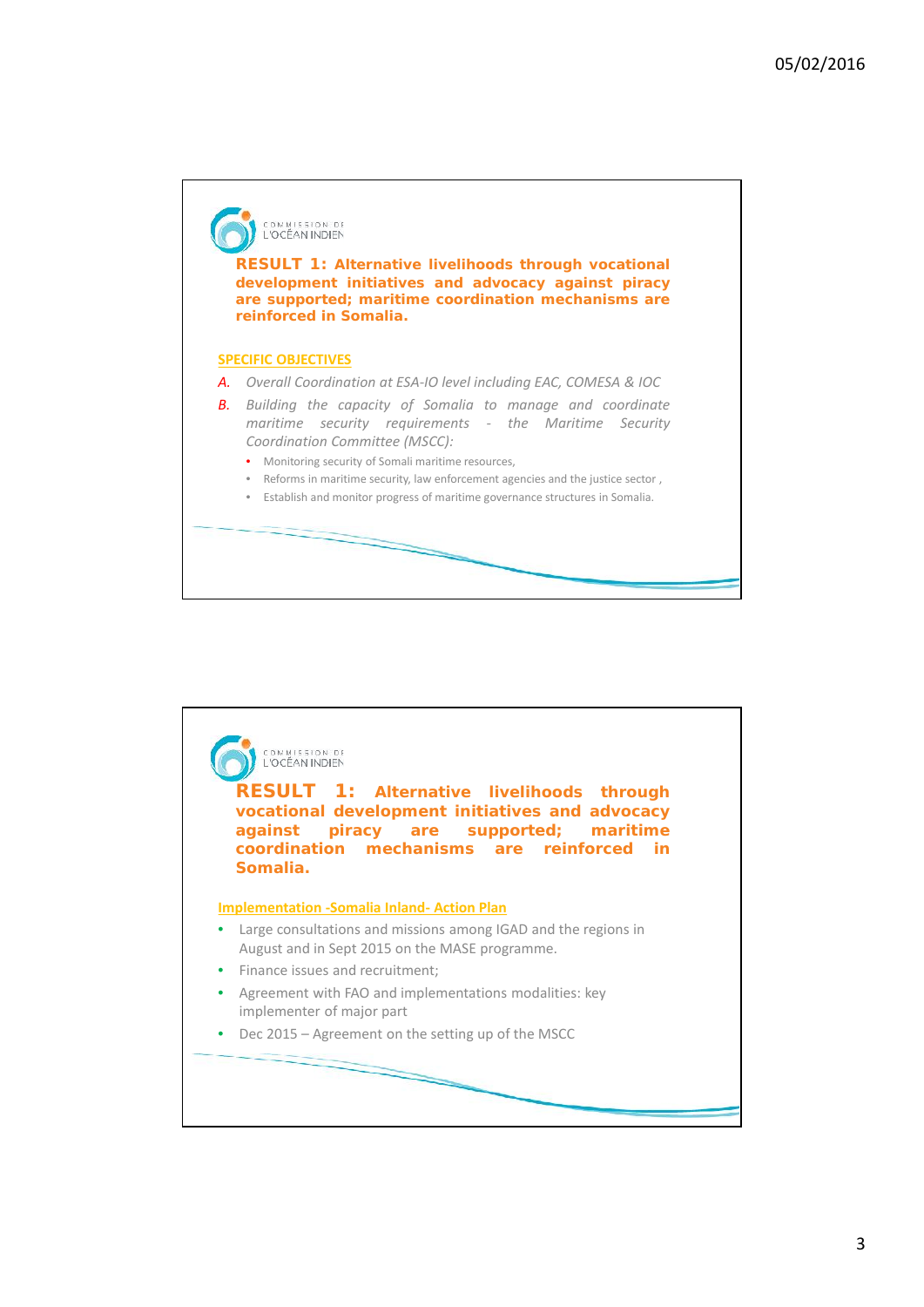COMMISSION DE L'OCÉAN INDIEN

## RESULT 1: Alternative livelihoods through vocational development initiatives and advocacy against piracy are supported; maritime coordination mechanisms are reinforced in Somalia.

**SPECIFIC OBJECTIVES**

- *A. Overall Coordination at ESA-IO level including EAC, COMESA & IOC*
- *B. Building the capacity of Somalia to manage and coordinate maritime security requirements - the Maritime Security Coordination Committee (MSCC):*
  - Monitoring security of Somali maritime resources,
  - Reforms in maritime security, law enforcement agencies and the justice sector ,
  - Establish and monitor progress of maritime governance structures in Somalia.

COMMISSION DE L'OCÉAN INDIEN

## RESULT 1: Alternative livelihoods through vocational development initiatives and advocacy against piracy are supported; maritime coordination mechanisms are reinforced in Somalia.

**Implementation -Somalia Inland- Action Plan**

- Large consultations and missions among IGAD and the regions in August and in Sept 2015 on the MASE programme.
- Finance issues and recruitment;
- Agreement with FAO and implementations modalities: key implementer of major part
- Dec 2015 – Agreement on the setting up of the MSCC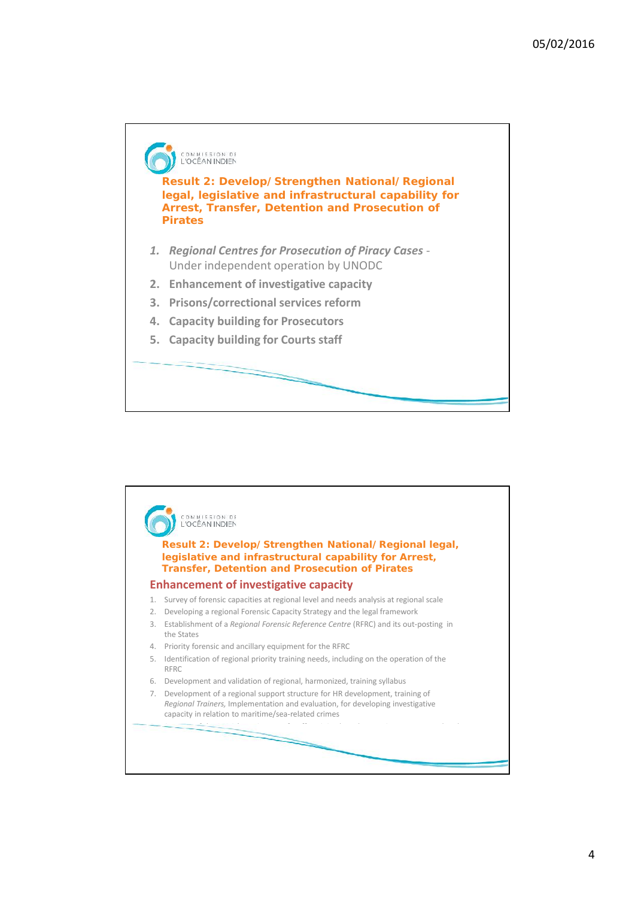COMMISSION DE L'OCÉAN INDIEN

## Result 2: Develop/ Strengthen National/ Regional legal, legislative and infrastructural capability for Arrest, Transfer, Detention and Prosecution of Pirates

1. *Regional Centres for Prosecution of Piracy Cases* - Under independent operation by UNODC
2. Enhancement of investigative capacity
3. Prisons/correctional services reform
4. Capacity building for Prosecutors
5. Capacity building for Courts staff

COMMISSION DE L'OCÉAN INDIEN

## Result 2: Develop/ Strengthen National/ Regional legal, legislative and infrastructural capability for Arrest, Transfer, Detention and Prosecution of Pirates

### Enhancement of investigative capacity

1. Survey of forensic capacities at regional level and needs analysis at regional scale
2. Developing a regional Forensic Capacity Strategy and the legal framework
3. Establishment of a *Regional Forensic Reference Centre* (RFRC) and its out-posting in the States
4. Priority forensic and ancillary equipment for the RFRC
5. Identification of regional priority training needs, including on the operation of the RFRC
6. Development and validation of regional, harmonized, training syllabus
7. Development of a regional support structure for HR development, training of *Regional Trainers,* Implementation and evaluation, for developing investigative capacity in relation to maritime/sea-related crimes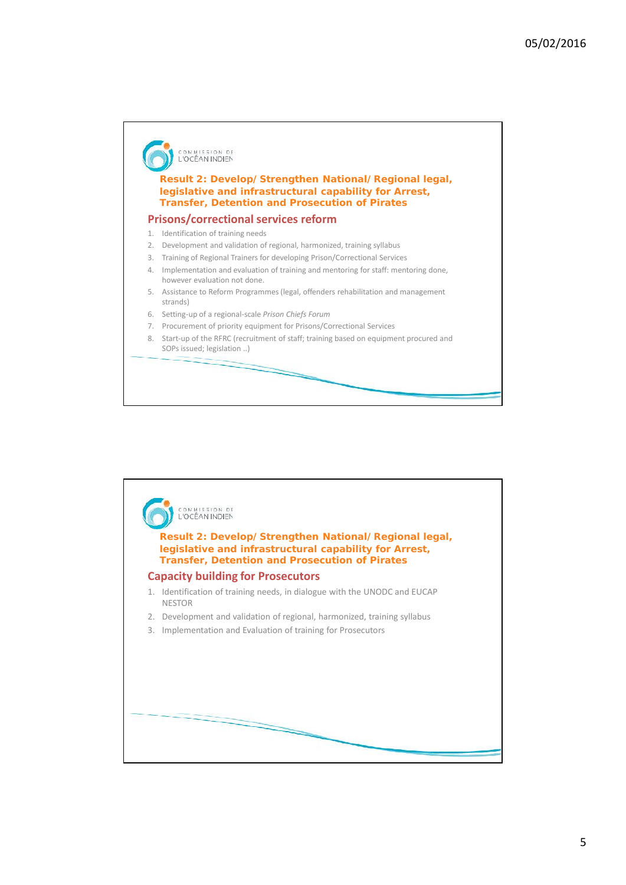COMMISSION DE L'OCÉAN INDIEN

**Result 2: Develop/ Strengthen National/ Regional legal, legislative and infrastructural capability for Arrest, Transfer, Detention and Prosecution of Pirates**

## Prisons/correctional services reform

1. Identification of training needs
2. Development and validation of regional, harmonized, training syllabus
3. Training of Regional Trainers for developing Prison/Correctional Services
4. Implementation and evaluation of training and mentoring for staff: mentoring done, however evaluation not done.
5. Assistance to Reform Programmes (legal, offenders rehabilitation and management strands)
6. Setting-up of a regional-scale *Prison Chiefs Forum*
7. Procurement of priority equipment for Prisons/Correctional Services
8. Start-up of the RFRC (recruitment of staff; training based on equipment procured and SOPs issued; legislation ..)

COMMISSION DE L'OCÉAN INDIEN

**Result 2: Develop/ Strengthen National/ Regional legal, legislative and infrastructural capability for Arrest, Transfer, Detention and Prosecution of Pirates**

## Capacity building for Prosecutors

1. Identification of training needs, in dialogue with the UNODC and EUCAP NESTOR
2. Development and validation of regional, harmonized, training syllabus
3. Implementation and Evaluation of training for Prosecutors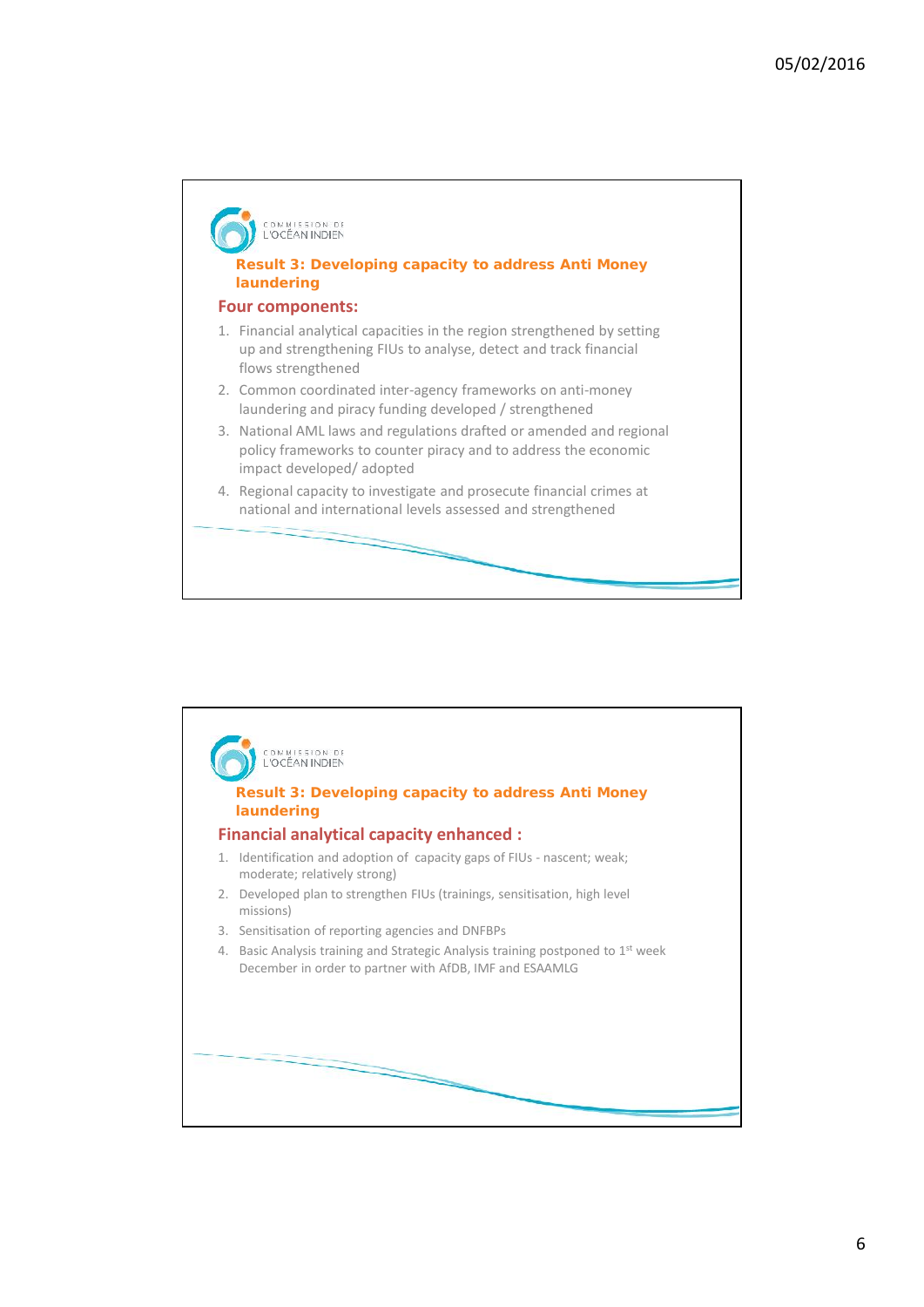COMMISSION DE L'OCÉAN INDIEN

## Result 3: Developing capacity to address Anti Money laundering

### Four components:

1. Financial analytical capacities in the region strengthened by setting up and strengthening FIUs to analyse, detect and track financial flows strengthened
2. Common coordinated inter-agency frameworks on anti-money laundering and piracy funding developed / strengthened
3. National AML laws and regulations drafted or amended and regional policy frameworks to counter piracy and to address the economic impact developed/ adopted
4. Regional capacity to investigate and prosecute financial crimes at national and international levels assessed and strengthened

COMMISSION DE L'OCÉAN INDIEN

## Result 3: Developing capacity to address Anti Money laundering

### Financial analytical capacity enhanced :

1. Identification and adoption of capacity gaps of FIUs - nascent; weak; moderate; relatively strong)
2. Developed plan to strengthen FIUs (trainings, sensitisation, high level missions)
3. Sensitisation of reporting agencies and DNFBPs
4. Basic Analysis training and Strategic Analysis training postponed to 1st week December in order to partner with AfDB, IMF and ESAAMLG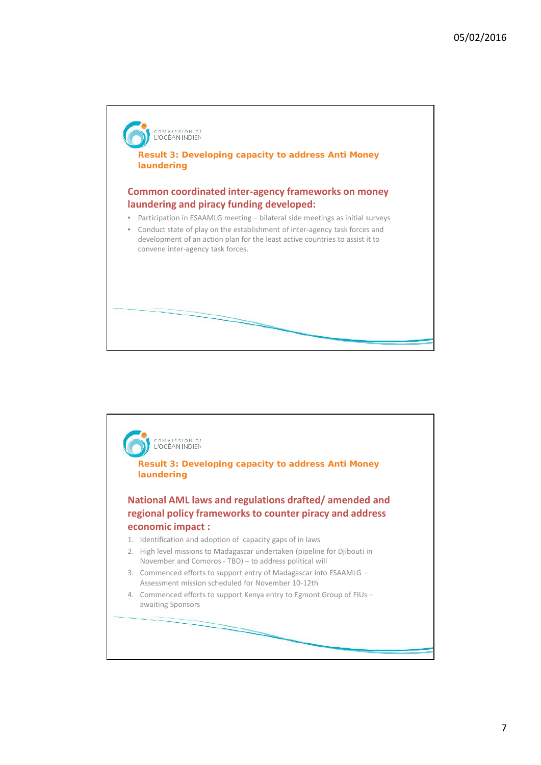COMMISSION DE L'OCÉAN INDIEN

## Result 3: Developing capacity to address Anti Money laundering

### Common coordinated inter-agency frameworks on money laundering and piracy funding developed:

- Participation in ESAAMLG meeting – bilateral side meetings as initial surveys
- Conduct state of play on the establishment of inter-agency task forces and development of an action plan for the least active countries to assist it to convene inter-agency task forces.

COMMISSION DE L'OCÉAN INDIEN

## Result 3: Developing capacity to address Anti Money laundering

### National AML laws and regulations drafted/ amended and regional policy frameworks to counter piracy and address economic impact :

1. Identification and adoption of capacity gaps of in laws
2. High level missions to Madagascar undertaken (pipeline for Djibouti in November and Comoros - TBD) – to address political will
3. Commenced efforts to support entry of Madagascar into ESAAMLG – Assessment mission scheduled for November 10-12th
4. Commenced efforts to support Kenya entry to Egmont Group of FIUs – awaiting Sponsors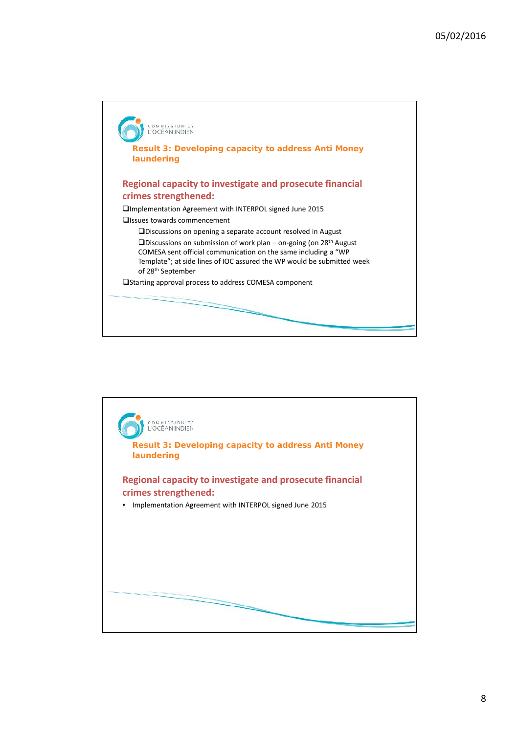COMMISSION DE L'OCÉAN INDIEN

**Result 3: Developing capacity to address Anti Money laundering**

## Regional capacity to investigate and prosecute financial crimes strengthened:

- Implementation Agreement with INTERPOL signed June 2015
- Issues towards commencement
  - Discussions on opening a separate account resolved in August
  - Discussions on submission of work plan – on-going (on 28th August COMESA sent official communication on the same including a "WP Template"; at side lines of IOC assured the WP would be submitted week of 28th September
- Starting approval process to address COMESA component

COMMISSION DE L'OCÉAN INDIEN

**Result 3: Developing capacity to address Anti Money laundering**

## Regional capacity to investigate and prosecute financial crimes strengthened:

- Implementation Agreement with INTERPOL signed June 2015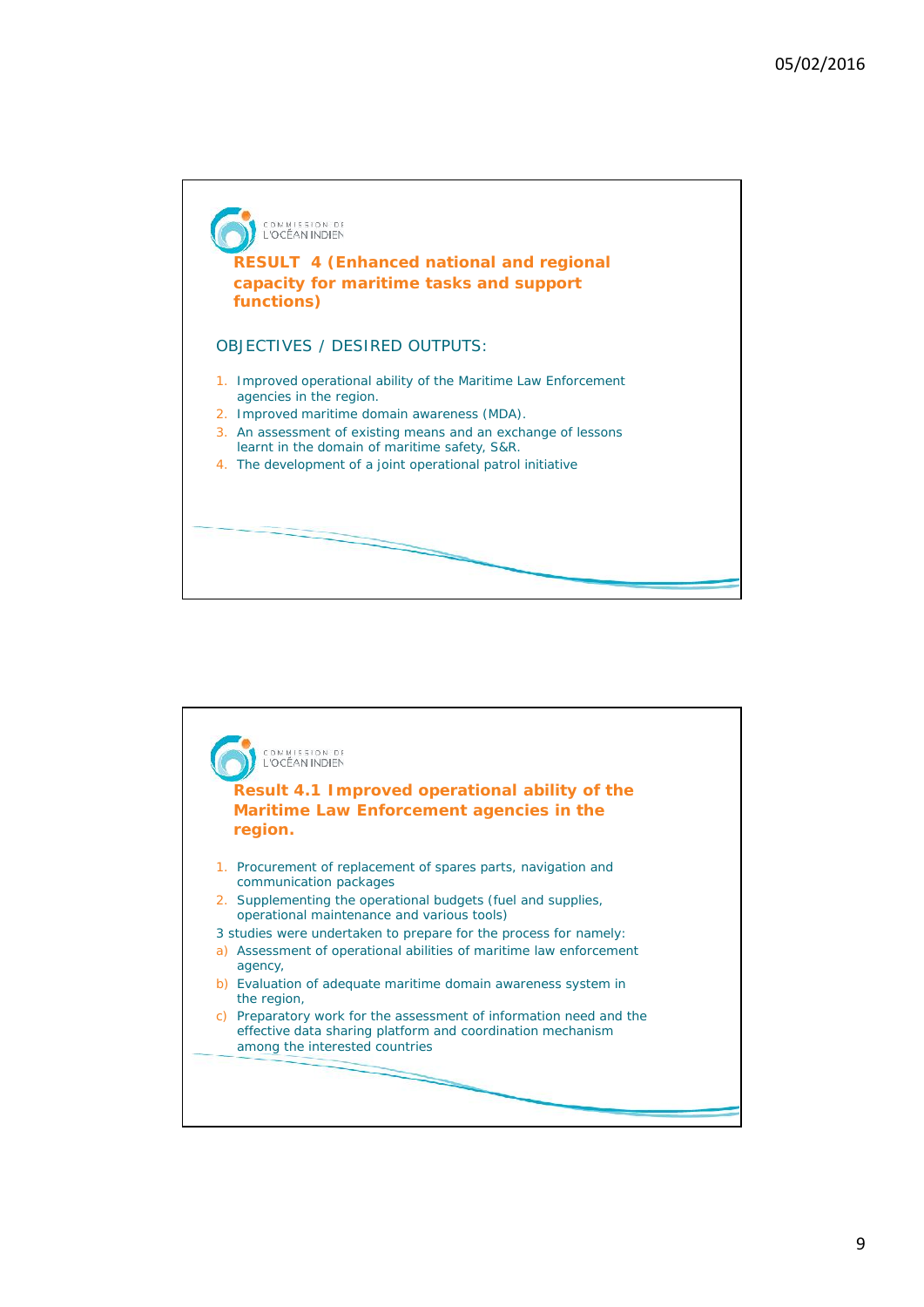COMMISSION DE L'OCÉAN INDIEN

## RESULT 4 (Enhanced national and regional capacity for maritime tasks and support functions)

OBJECTIVES / DESIRED OUTPUTS:

1. Improved operational ability of the Maritime Law Enforcement agencies in the region.
2. Improved maritime domain awareness (MDA).
3. An assessment of existing means and an exchange of lessons learnt in the domain of maritime safety, S&R.
4. The development of a joint operational patrol initiative

COMMISSION DE L'OCÉAN INDIEN

## Result 4.1 Improved operational ability of the Maritime Law Enforcement agencies in the region.

1. Procurement of replacement of spares parts, navigation and communication packages
2. Supplementing the operational budgets (fuel and supplies, operational maintenance and various tools)

3 studies were undertaken to prepare for the process for namely:

a) Assessment of operational abilities of maritime law enforcement agency,
b) Evaluation of adequate maritime domain awareness system in the region,
c) Preparatory work for the assessment of information need and the effective data sharing platform and coordination mechanism among the interested countries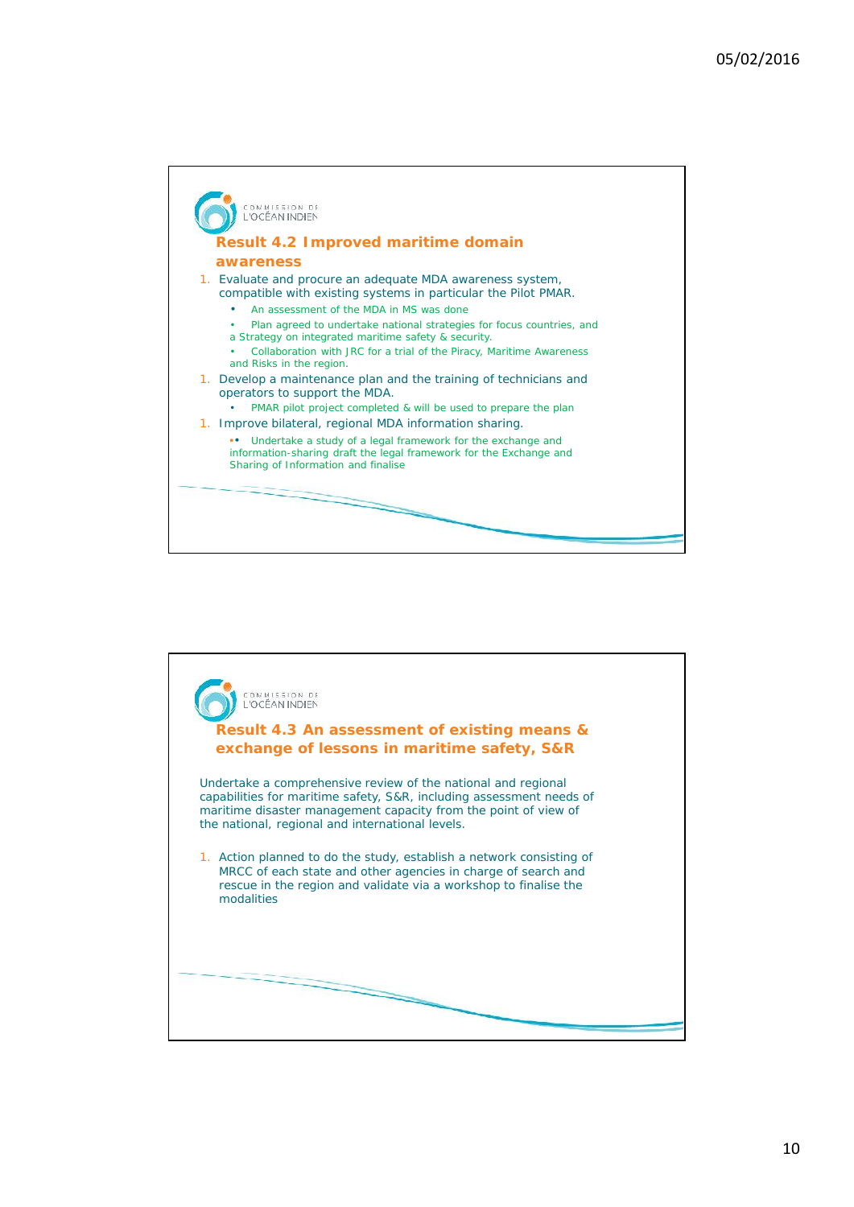COMMISSION DE L'OCÉAN INDIEN

## Result 4.2 Improved maritime domain awareness

1. Evaluate and procure an adequate MDA awareness system, compatible with existing systems in particular the Pilot PMAR.
   - An assessment of the MDA in MS was done
   - Plan agreed to undertake national strategies for focus countries, and a Strategy on integrated maritime safety & security.
   - Collaboration with JRC for a trial of the Piracy, Maritime Awareness and Risks in the region.
1. Develop a maintenance plan and the training of technicians and operators to support the MDA.
   - PMAR pilot project completed & will be used to prepare the plan
1. Improve bilateral, regional MDA information sharing.
   - Undertake a study of a legal framework for the exchange and information-sharing draft the legal framework for the Exchange and Sharing of Information and finalise

COMMISSION DE L'OCÉAN INDIEN

## Result 4.3 An assessment of existing means & exchange of lessons in maritime safety, S&R

Undertake a comprehensive review of the national and regional capabilities for maritime safety, S&R, including assessment needs of maritime disaster management capacity from the point of view of the national, regional and international levels.

1. Action planned to do the study, establish a network consisting of MRCC of each state and other agencies in charge of search and rescue in the region and validate via a workshop to finalise the modalities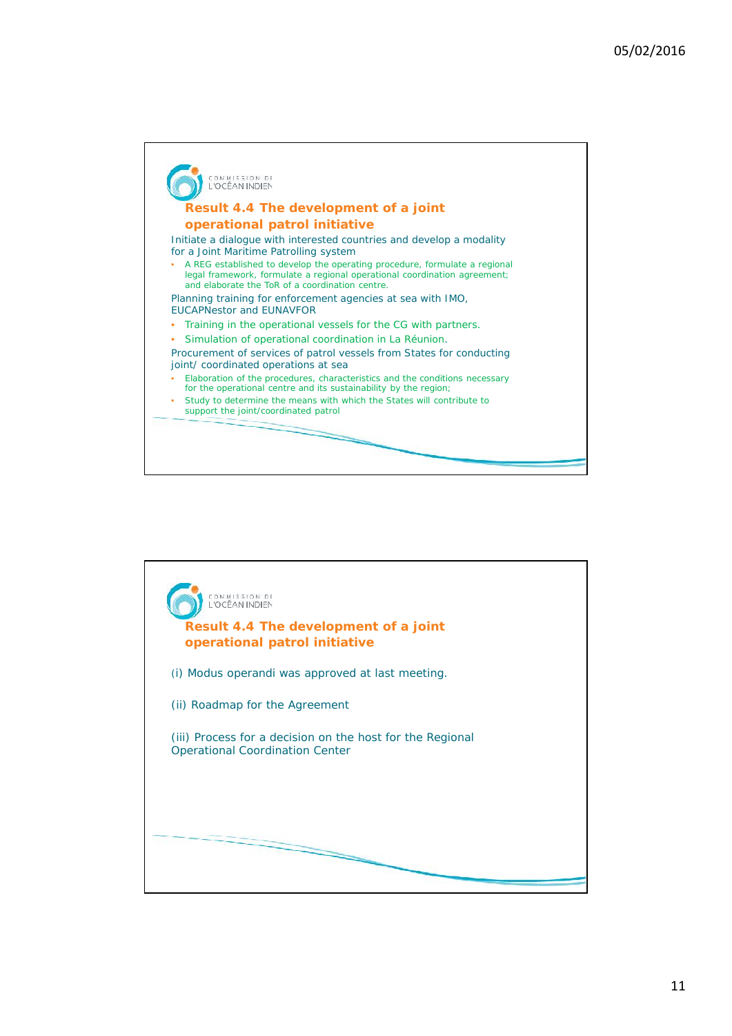COMMISSION DE L'OCÉAN INDIEN

## Result 4.4 The development of a joint operational patrol initiative

Initiate a dialogue with interested countries and develop a modality for a Joint Maritime Patrolling system

- A REG established to develop the operating procedure, formulate a regional legal framework, formulate a regional operational coordination agreement; and elaborate the ToR of a coordination centre.

Planning training for enforcement agencies at sea with IMO, EUCAPNestor and EUNAVFOR

- Training in the operational vessels for the CG with partners.
- Simulation of operational coordination in La Réunion.

Procurement of services of patrol vessels from States for conducting joint/ coordinated operations at sea

- Elaboration of the procedures, characteristics and the conditions necessary for the operational centre and its sustainability by the region;
- Study to determine the means with which the States will contribute to support the joint/coordinated patrol

COMMISSION DE L'OCÉAN INDIEN

## Result 4.4 The development of a joint operational patrol initiative

(i) Modus operandi was approved at last meeting.

(ii) Roadmap for the Agreement

(iii) Process for a decision on the host for the Regional Operational Coordination Center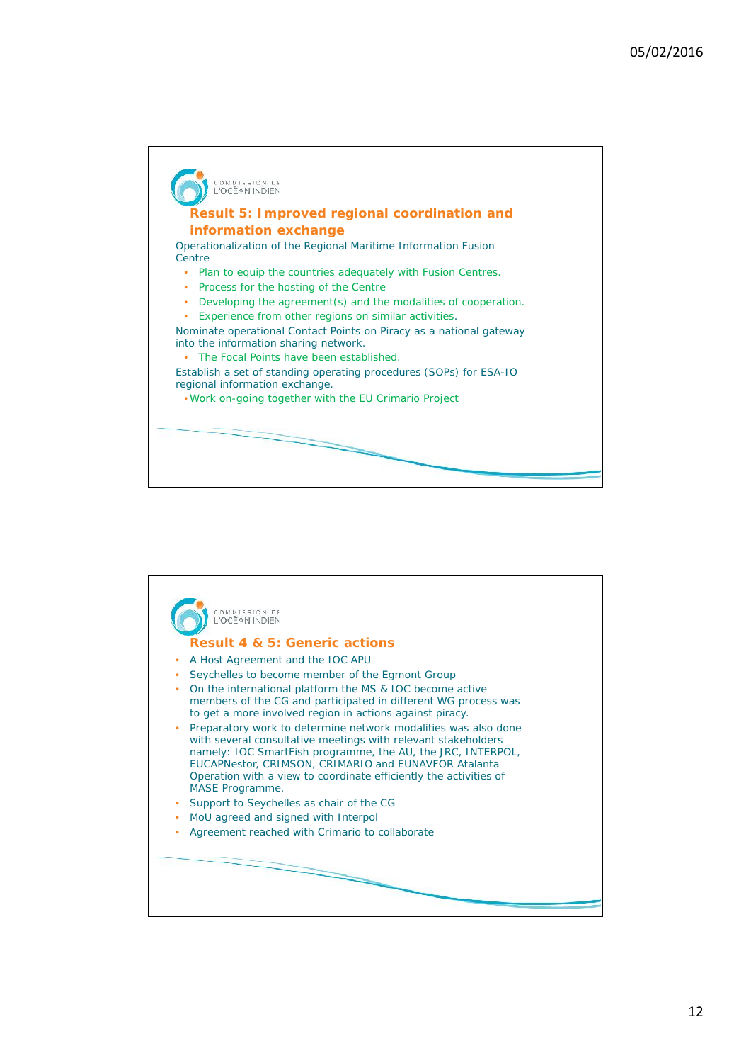COMMISSION DE L'OCÉAN INDIEN

## Result 5: Improved regional coordination and information exchange

Operationalization of the Regional Maritime Information Fusion Centre

- Plan to equip the countries adequately with Fusion Centres.
- Process for the hosting of the Centre
- Developing the agreement(s) and the modalities of cooperation.
- Experience from other regions on similar activities.

Nominate operational Contact Points on Piracy as a national gateway into the information sharing network.

- The Focal Points have been established.

Establish a set of standing operating procedures (SOPs) for ESA-IO regional information exchange.

- Work on-going together with the EU Crimario Project

COMMISSION DE L'OCÉAN INDIEN

## Result 4 & 5: Generic actions

- A Host Agreement and the IOC APU
- Seychelles to become member of the Egmont Group
- On the international platform the MS & IOC become active members of the CG and participated in different WG process was to get a more involved region in actions against piracy.
- Preparatory work to determine network modalities was also done with several consultative meetings with relevant stakeholders namely: IOC SmartFish programme, the AU, the JRC, INTERPOL, EUCAPNestor, CRIMSON, CRIMARIO and EUNAVFOR Atalanta Operation with a view to coordinate efficiently the activities of MASE Programme.
- Support to Seychelles as chair of the CG
- MoU agreed and signed with Interpol
- Agreement reached with Crimario to collaborate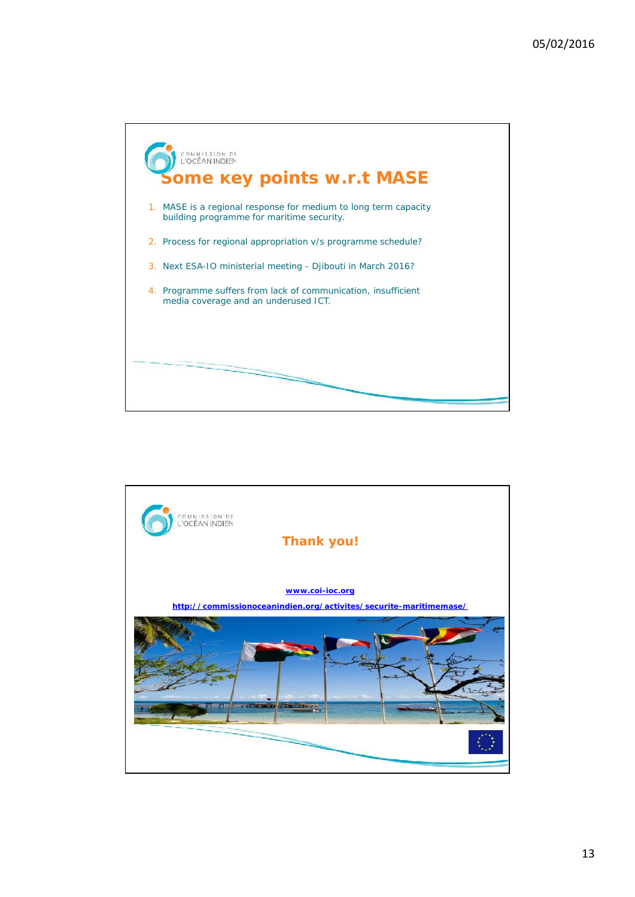COMMISSION DE L'OCÉAN INDIEN

## Some key points w.r.t MASE

1. MASE is a regional response for medium to long term capacity building programme for maritime security.
2. Process for regional appropriation v/s programme schedule?
3. Next ESA-IO ministerial meeting - Djibouti in March 2016?
4. Programme suffers from lack of communication, insufficient media coverage and an underused ICT.

COMMISSION DE L'OCÉAN INDIEN

## Thank you!

**www.coi-ioc.org**

**http://commissionoceanindien.org/activites/securite-maritimemase/**